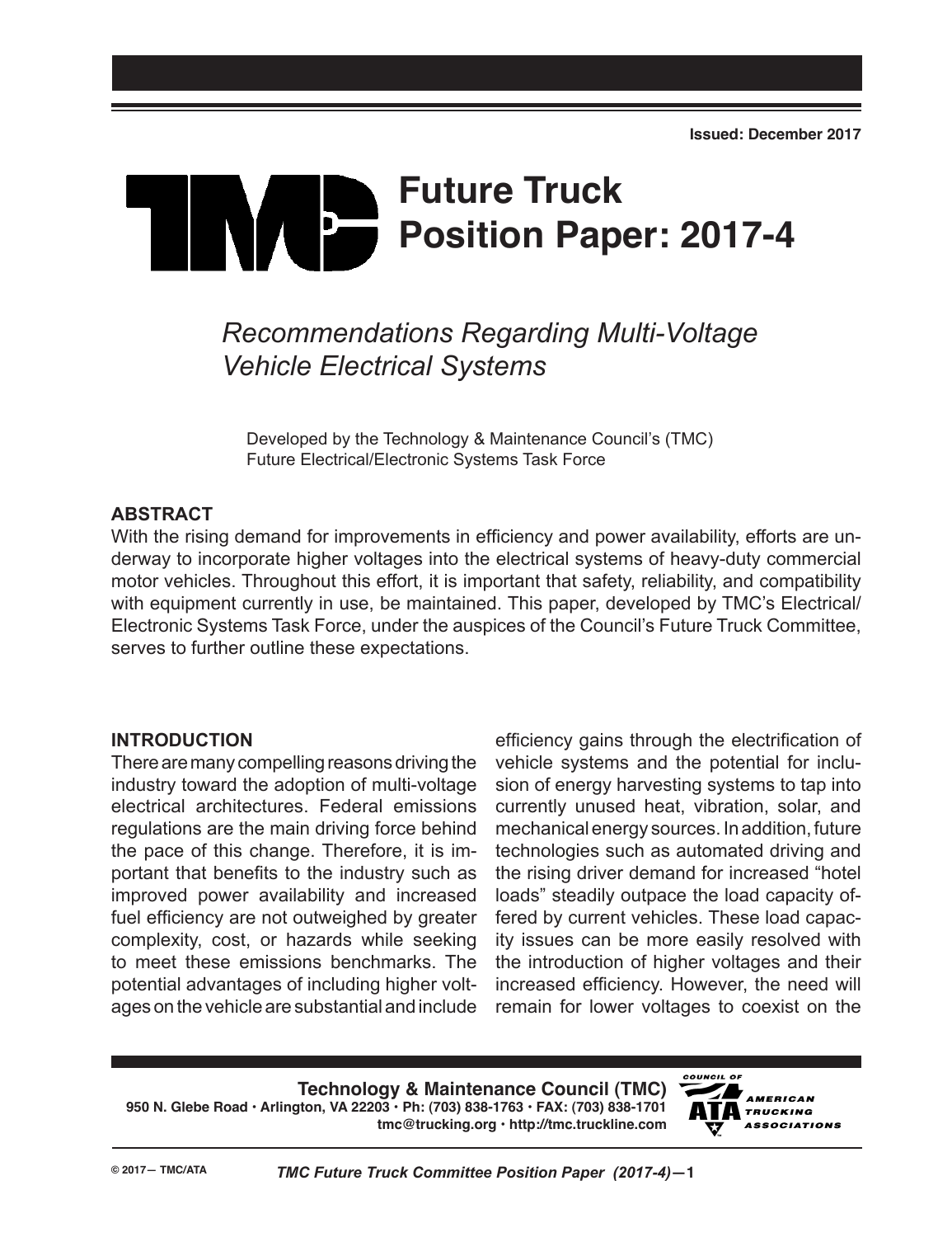Issued: December 2017

# TMC Future Truck Position Paper: 2017-4

## *Recommendations Regarding Multi-Voltage Vehicle Electrical Systems*

Developed by the Technology & Maintenance Council's (TMC) Future Electrical/Electronic Systems Task Force

### ABSTRACT

With the rising demand for improvements in efficiency and power availability, efforts are underway to incorporate higher voltages into the electrical systems of heavy-duty commercial motor vehicles. Throughout this effort, it is important that safety, reliability, and compatibility with equipment currently in use, be maintained. This paper, developed by TMC's Electrical/Electronic Systems Task Force, under the auspices of the Council's Future Truck Committee, serves to further outline these expectations.

### INTRODUCTION

There are many compelling reasons driving the industry toward the adoption of multi-voltage electrical architectures. Federal emissions regulations are the main driving force behind the pace of this change. Therefore, it is important that benefits to the industry such as improved power availability and increased fuel efficiency are not outweighed by greater complexity, cost, or hazards while seeking to meet these emissions benchmarks. The potential advantages of including higher voltages on the vehicle are substantial and include efficiency gains through the electrification of vehicle systems and the potential for inclusion of energy harvesting systems to tap into currently unused heat, vibration, solar, and mechanical energy sources. In addition, future technologies such as automated driving and the rising driver demand for increased "hotel loads" steadily outpace the load capacity offered by current vehicles. These load capacity issues can be more easily resolved with the introduction of higher voltages and their increased efficiency. However, the need will remain for lower voltages to coexist on the

**Technology & Maintenance Council (TMC)**
**950 N. Glebe Road • Arlington, VA 22203 • Ph: (703) 838-1763 • FAX: (703) 838-1701**
**tmc@trucking.org • http://tmc.truckline.com**

© 2017— TMC/ATA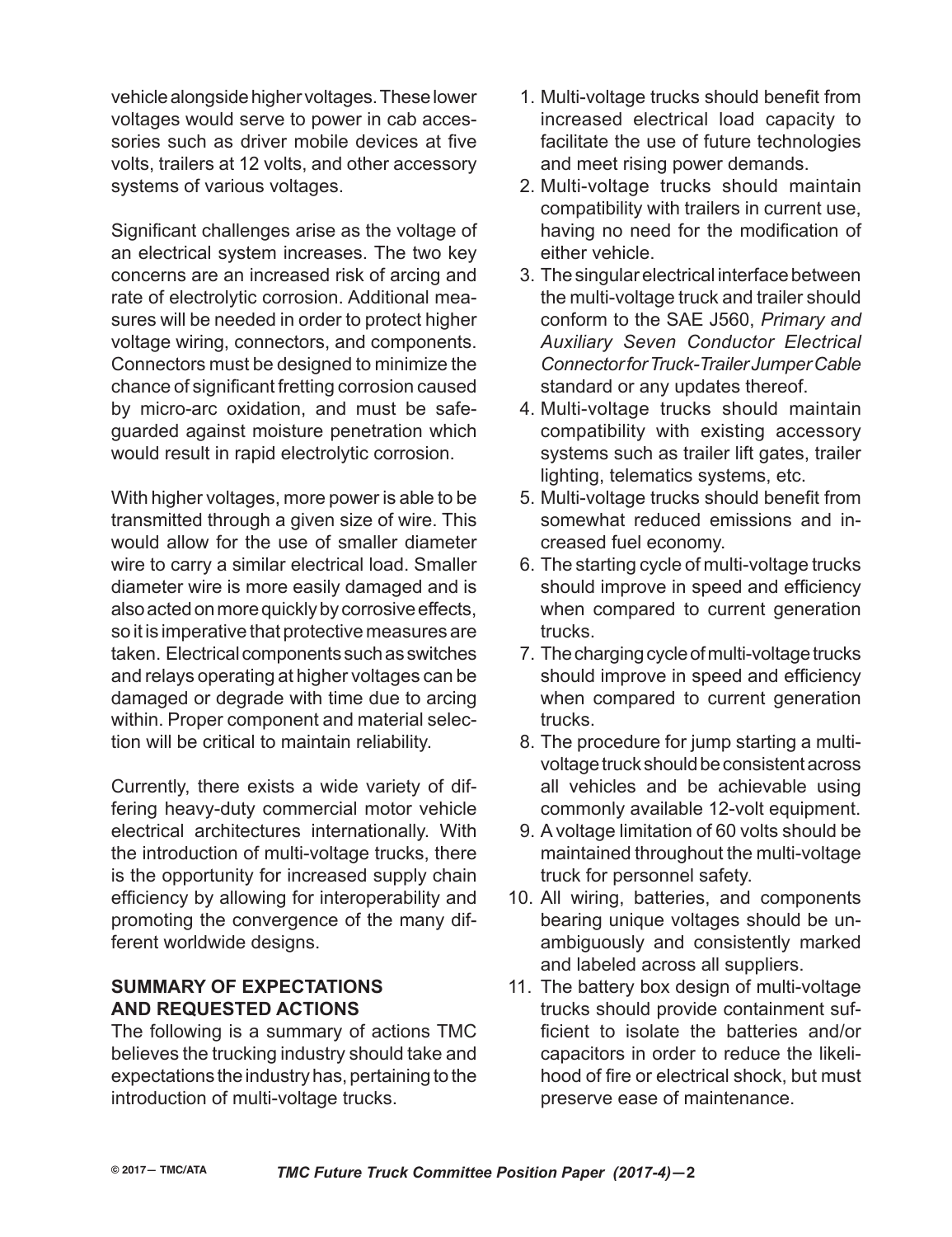vehicle alongside higher voltages. These lower voltages would serve to power in cab accessories such as driver mobile devices at five volts, trailers at 12 volts, and other accessory systems of various voltages.

Significant challenges arise as the voltage of an electrical system increases. The two key concerns are an increased risk of arcing and rate of electrolytic corrosion. Additional measures will be needed in order to protect higher voltage wiring, connectors, and components. Connectors must be designed to minimize the chance of significant fretting corrosion caused by micro-arc oxidation, and must be safeguarded against moisture penetration which would result in rapid electrolytic corrosion.

With higher voltages, more power is able to be transmitted through a given size of wire. This would allow for the use of smaller diameter wire to carry a similar electrical load. Smaller diameter wire is more easily damaged and is also acted on more quickly by corrosive effects, so it is imperative that protective measures are taken. Electrical components such as switches and relays operating at higher voltages can be damaged or degrade with time due to arcing within. Proper component and material selection will be critical to maintain reliability.

Currently, there exists a wide variety of differing heavy-duty commercial motor vehicle electrical architectures internationally. With the introduction of multi-voltage trucks, there is the opportunity for increased supply chain efficiency by allowing for interoperability and promoting the convergence of the many different worldwide designs.

## SUMMARY OF EXPECTATIONS AND REQUESTED ACTIONS

The following is a summary of actions TMC believes the trucking industry should take and expectations the industry has, pertaining to the introduction of multi-voltage trucks.

1. Multi-voltage trucks should benefit from increased electrical load capacity to facilitate the use of future technologies and meet rising power demands.
2. Multi-voltage trucks should maintain compatibility with trailers in current use, having no need for the modification of either vehicle.
3. The singular electrical interface between the multi-voltage truck and trailer should conform to the SAE J560, *Primary and Auxiliary Seven Conductor Electrical Connector for Truck-Trailer Jumper Cable* standard or any updates thereof.
4. Multi-voltage trucks should maintain compatibility with existing accessory systems such as trailer lift gates, trailer lighting, telematics systems, etc.
5. Multi-voltage trucks should benefit from somewhat reduced emissions and increased fuel economy.
6. The starting cycle of multi-voltage trucks should improve in speed and efficiency when compared to current generation trucks.
7. The charging cycle of multi-voltage trucks should improve in speed and efficiency when compared to current generation trucks.
8. The procedure for jump starting a multi-voltage truck should be consistent across all vehicles and be achievable using commonly available 12-volt equipment.
9. A voltage limitation of 60 volts should be maintained throughout the multi-voltage truck for personnel safety.
10. All wiring, batteries, and components bearing unique voltages should be unambiguously and consistently marked and labeled across all suppliers.
11. The battery box design of multi-voltage trucks should provide containment sufficient to isolate the batteries and/or capacitors in order to reduce the likelihood of fire or electrical shock, but must preserve ease of maintenance.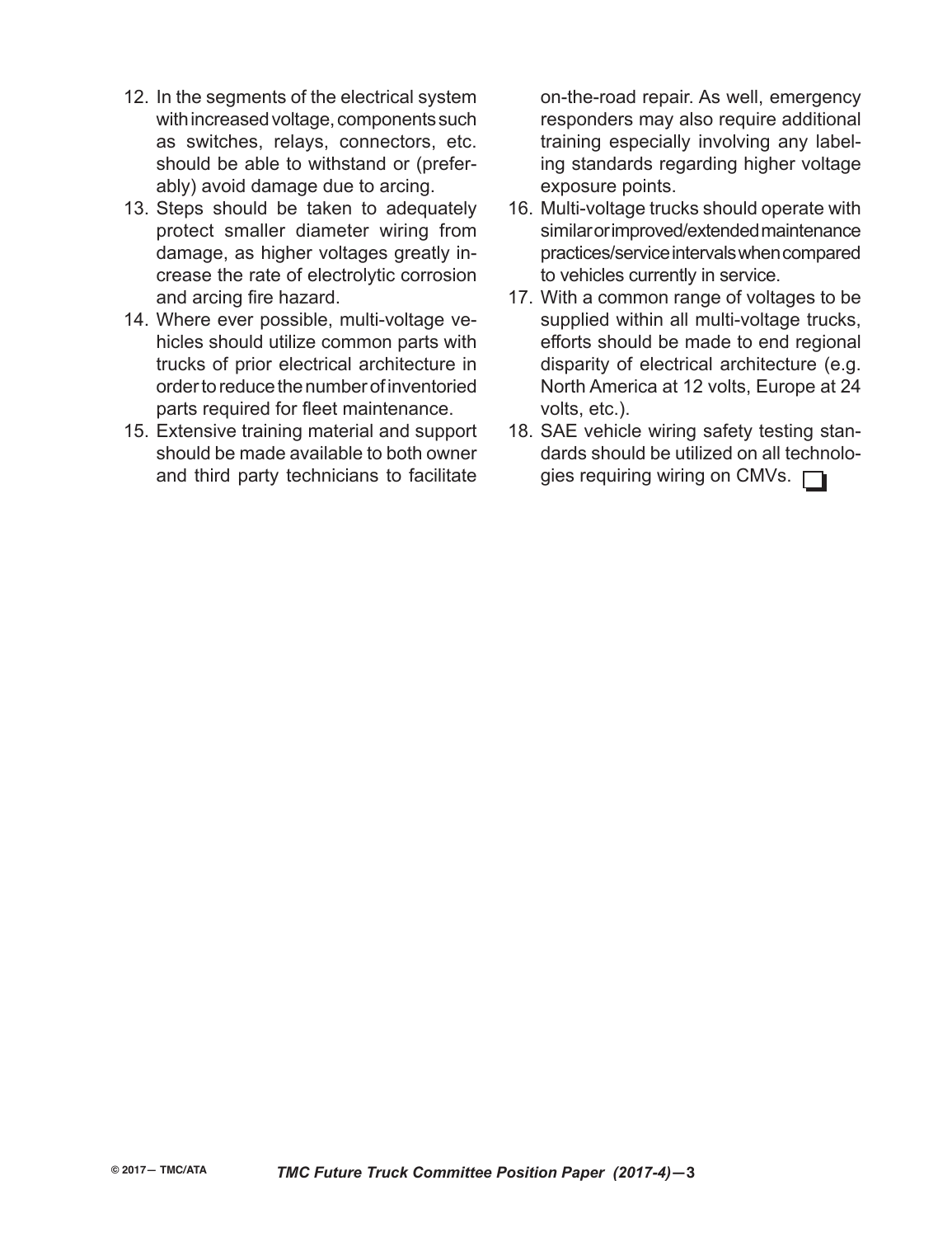12. In the segments of the electrical system with increased voltage, components such as switches, relays, connectors, etc. should be able to withstand or (preferably) avoid damage due to arcing.
13. Steps should be taken to adequately protect smaller diameter wiring from damage, as higher voltages greatly increase the rate of electrolytic corrosion and arcing fire hazard.
14. Where ever possible, multi-voltage vehicles should utilize common parts with trucks of prior electrical architecture in order to reduce the number of inventoried parts required for fleet maintenance.
15. Extensive training material and support should be made available to both owner and third party technicians to facilitate on-the-road repair. As well, emergency responders may also require additional training especially involving any labeling standards regarding higher voltage exposure points.
16. Multi-voltage trucks should operate with similar or improved/extended maintenance practices/service intervals when compared to vehicles currently in service.
17. With a common range of voltages to be supplied within all multi-voltage trucks, efforts should be made to end regional disparity of electrical architecture (e.g. North America at 12 volts, Europe at 24 volts, etc.).
18. SAE vehicle wiring safety testing standards should be utilized on all technologies requiring wiring on CMVs.